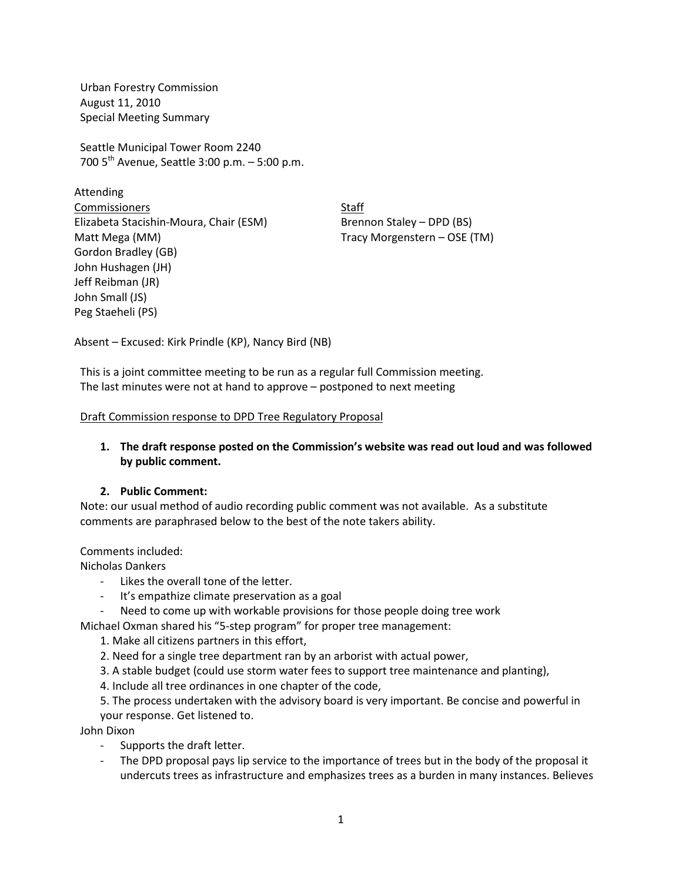Urban Forestry Commission
August 11, 2010
Special Meeting Summary

Seattle Municipal Tower Room 2240
700 5th Avenue, Seattle 3:00 p.m. – 5:00 p.m.

Attending

| Commissioners | Staff |
|---|---|
| Elizabeta Stacishin-Moura, Chair (ESM) | Brennon Staley – DPD (BS) |
| Matt Mega (MM) | Tracy Morgenstern – OSE (TM) |
| Gordon Bradley (GB) | |
| John Hushagen (JH) | |
| Jeff Reibman (JR) | |
| John Small (JS) | |
| Peg Staeheli (PS) | |

Absent – Excused: Kirk Prindle (KP), Nancy Bird (NB)

This is a joint committee meeting to be run as a regular full Commission meeting.
The last minutes were not at hand to approve – postponed to next meeting

Draft Commission response to DPD Tree Regulatory Proposal

1. **The draft response posted on the Commission's website was read out loud and was followed by public comment.**

2. **Public Comment:**

Note: our usual method of audio recording public comment was not available. As a substitute comments are paraphrased below to the best of the note takers ability.

Comments included:

Nicholas Dankers

- Likes the overall tone of the letter.
- It's empathize climate preservation as a goal
- Need to come up with workable provisions for those people doing tree work

Michael Oxman shared his "5-step program" for proper tree management:

1. Make all citizens partners in this effort,
2. Need for a single tree department ran by an arborist with actual power,
3. A stable budget (could use storm water fees to support tree maintenance and planting),
4. Include all tree ordinances in one chapter of the code,
5. The process undertaken with the advisory board is very important. Be concise and powerful in your response. Get listened to.

John Dixon

- Supports the draft letter.
- The DPD proposal pays lip service to the importance of trees but in the body of the proposal it undercuts trees as infrastructure and emphasizes trees as a burden in many instances. Believes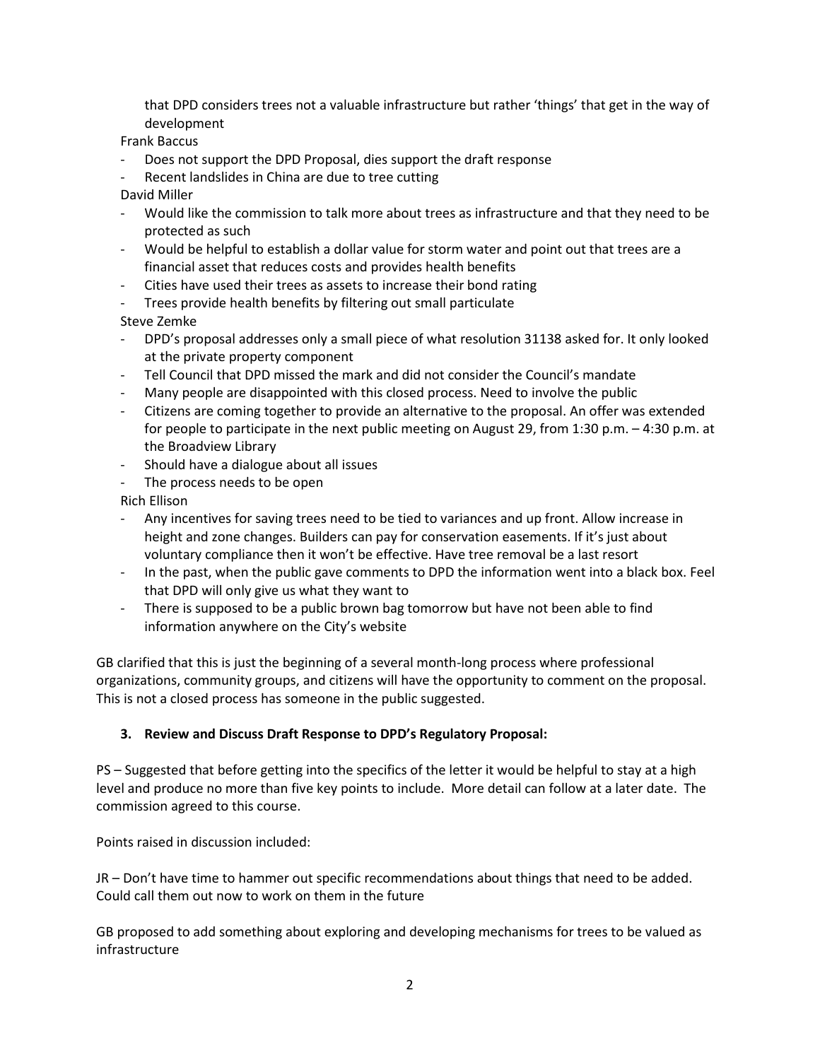that DPD considers trees not a valuable infrastructure but rather 'things' that get in the way of development

Frank Baccus

- Does not support the DPD Proposal, dies support the draft response
- Recent landslides in China are due to tree cutting

David Miller

- Would like the commission to talk more about trees as infrastructure and that they need to be protected as such
- Would be helpful to establish a dollar value for storm water and point out that trees are a financial asset that reduces costs and provides health benefits
- Cities have used their trees as assets to increase their bond rating
- Trees provide health benefits by filtering out small particulate

Steve Zemke

- DPD's proposal addresses only a small piece of what resolution 31138 asked for. It only looked at the private property component
- Tell Council that DPD missed the mark and did not consider the Council's mandate
- Many people are disappointed with this closed process. Need to involve the public
- Citizens are coming together to provide an alternative to the proposal. An offer was extended for people to participate in the next public meeting on August 29, from 1:30 p.m. – 4:30 p.m. at the Broadview Library
- Should have a dialogue about all issues
- The process needs to be open

Rich Ellison

- Any incentives for saving trees need to be tied to variances and up front. Allow increase in height and zone changes. Builders can pay for conservation easements. If it's just about voluntary compliance then it won't be effective. Have tree removal be a last resort
- In the past, when the public gave comments to DPD the information went into a black box. Feel that DPD will only give us what they want to
- There is supposed to be a public brown bag tomorrow but have not been able to find information anywhere on the City's website

GB clarified that this is just the beginning of a several month-long process where professional organizations, community groups, and citizens will have the opportunity to comment on the proposal. This is not a closed process has someone in the public suggested.

**3. Review and Discuss Draft Response to DPD's Regulatory Proposal:**

PS – Suggested that before getting into the specifics of the letter it would be helpful to stay at a high level and produce no more than five key points to include. More detail can follow at a later date. The commission agreed to this course.

Points raised in discussion included:

JR – Don't have time to hammer out specific recommendations about things that need to be added. Could call them out now to work on them in the future

GB proposed to add something about exploring and developing mechanisms for trees to be valued as infrastructure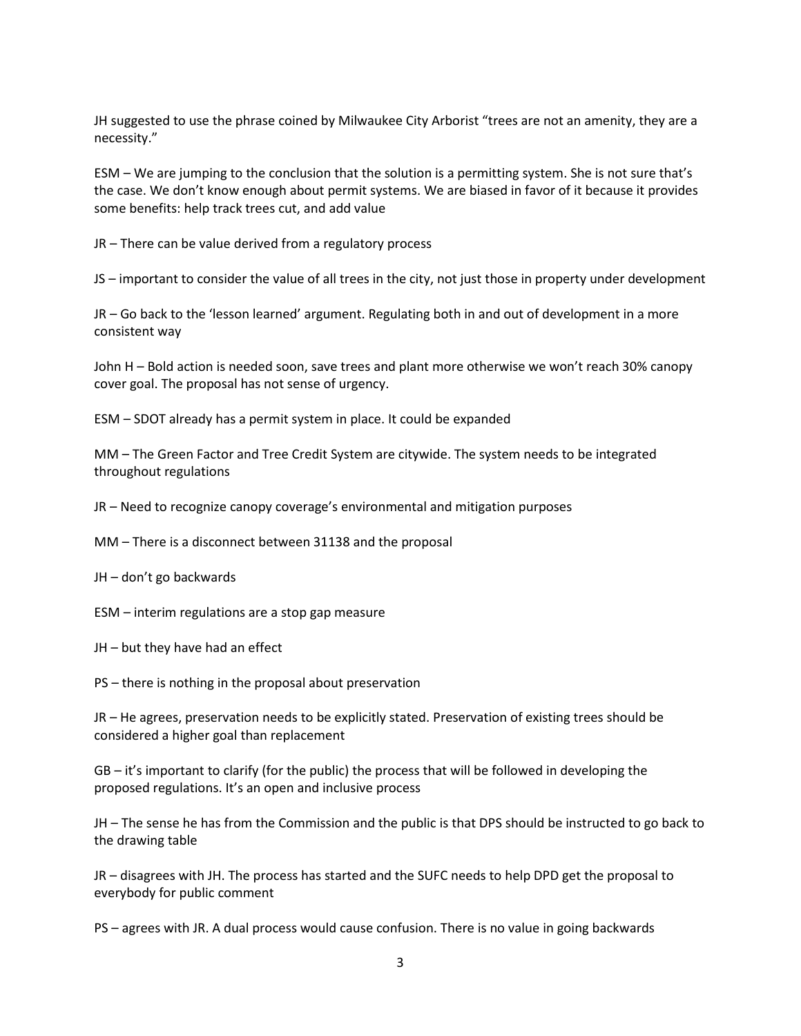JH suggested to use the phrase coined by Milwaukee City Arborist "trees are not an amenity, they are a necessity."

ESM – We are jumping to the conclusion that the solution is a permitting system. She is not sure that's the case. We don't know enough about permit systems. We are biased in favor of it because it provides some benefits: help track trees cut, and add value

JR – There can be value derived from a regulatory process

JS – important to consider the value of all trees in the city, not just those in property under development

JR – Go back to the 'lesson learned' argument. Regulating both in and out of development in a more consistent way

John H – Bold action is needed soon, save trees and plant more otherwise we won't reach 30% canopy cover goal. The proposal has not sense of urgency.

ESM – SDOT already has a permit system in place. It could be expanded

MM – The Green Factor and Tree Credit System are citywide. The system needs to be integrated throughout regulations

JR – Need to recognize canopy coverage's environmental and mitigation purposes

MM – There is a disconnect between 31138 and the proposal

JH – don't go backwards

ESM – interim regulations are a stop gap measure

JH – but they have had an effect

PS – there is nothing in the proposal about preservation

JR – He agrees, preservation needs to be explicitly stated. Preservation of existing trees should be considered a higher goal than replacement

GB – it's important to clarify (for the public) the process that will be followed in developing the proposed regulations. It's an open and inclusive process

JH – The sense he has from the Commission and the public is that DPS should be instructed to go back to the drawing table

JR – disagrees with JH. The process has started and the SUFC needs to help DPD get the proposal to everybody for public comment

PS – agrees with JR. A dual process would cause confusion. There is no value in going backwards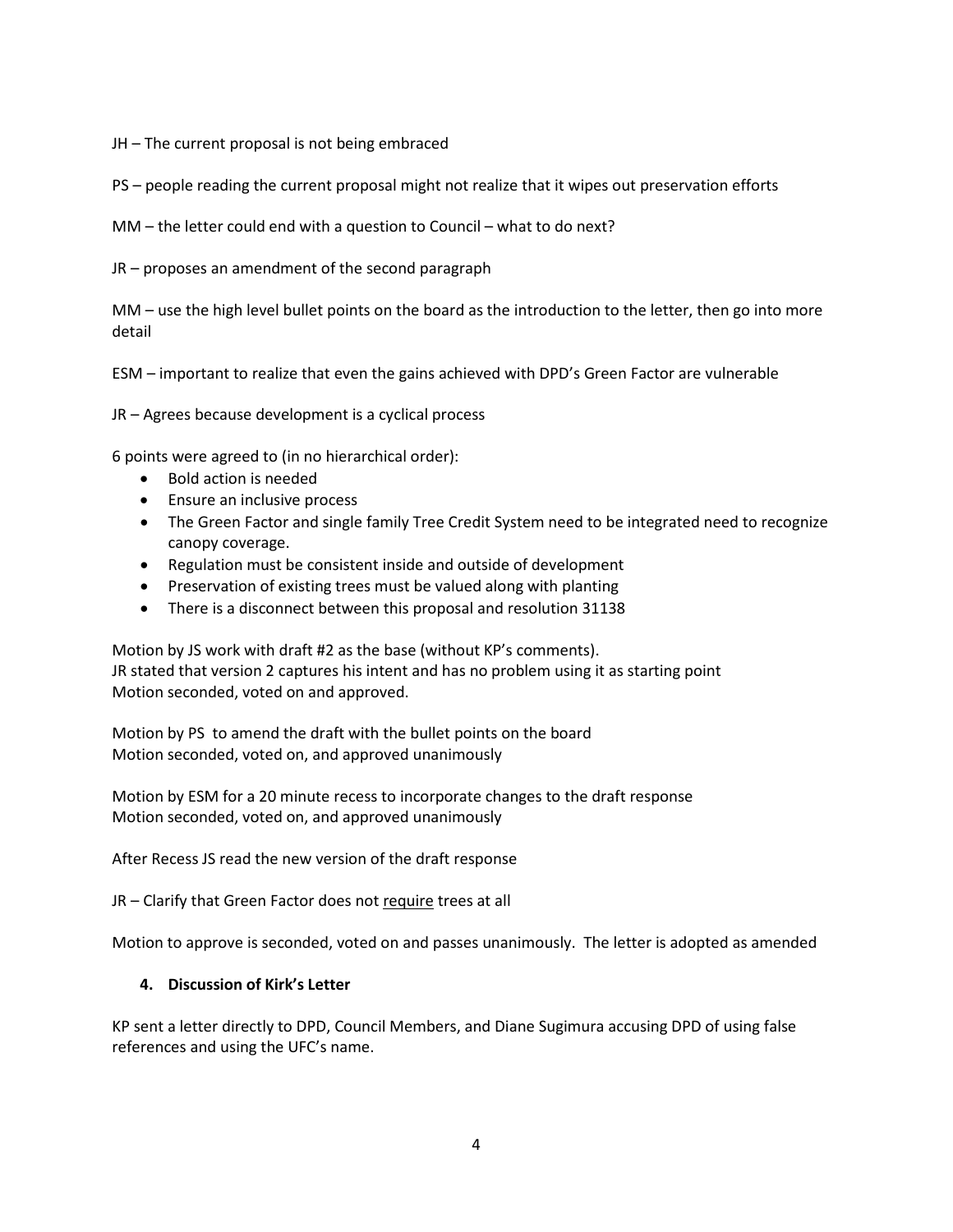JH – The current proposal is not being embraced

PS – people reading the current proposal might not realize that it wipes out preservation efforts

MM – the letter could end with a question to Council – what to do next?

JR – proposes an amendment of the second paragraph

MM – use the high level bullet points on the board as the introduction to the letter, then go into more detail

ESM – important to realize that even the gains achieved with DPD's Green Factor are vulnerable

JR – Agrees because development is a cyclical process

6 points were agreed to (in no hierarchical order):

- Bold action is needed
- Ensure an inclusive process
- The Green Factor and single family Tree Credit System need to be integrated need to recognize canopy coverage.
- Regulation must be consistent inside and outside of development
- Preservation of existing trees must be valued along with planting
- There is a disconnect between this proposal and resolution 31138

Motion by JS work with draft #2 as the base (without KP's comments).
JR stated that version 2 captures his intent and has no problem using it as starting point
Motion seconded, voted on and approved.

Motion by PS to amend the draft with the bullet points on the board
Motion seconded, voted on, and approved unanimously

Motion by ESM for a 20 minute recess to incorporate changes to the draft response
Motion seconded, voted on, and approved unanimously

After Recess JS read the new version of the draft response

JR – Clarify that Green Factor does not <u>require</u> trees at all

Motion to approve is seconded, voted on and passes unanimously. The letter is adopted as amended

### 4. Discussion of Kirk's Letter

KP sent a letter directly to DPD, Council Members, and Diane Sugimura accusing DPD of using false references and using the UFC's name.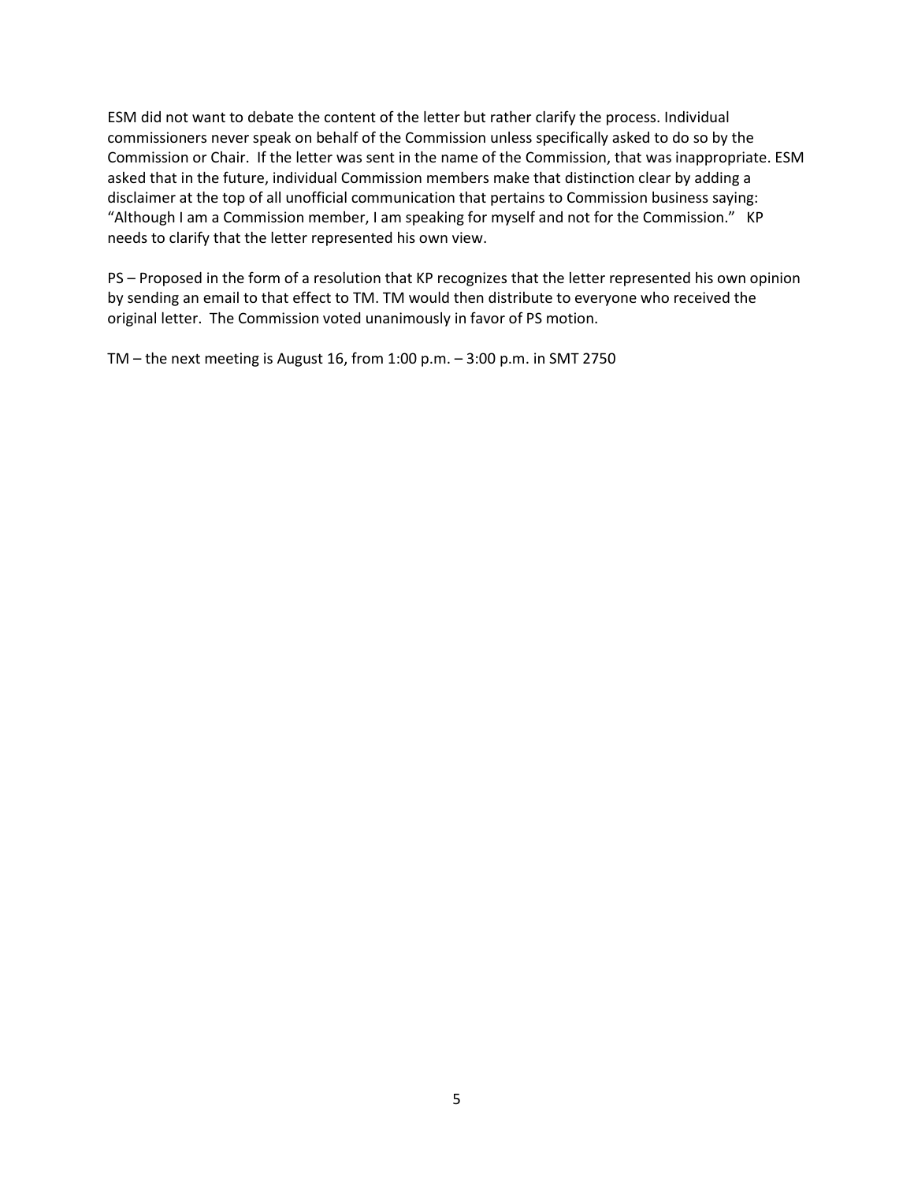ESM did not want to debate the content of the letter but rather clarify the process. Individual commissioners never speak on behalf of the Commission unless specifically asked to do so by the Commission or Chair. If the letter was sent in the name of the Commission, that was inappropriate. ESM asked that in the future, individual Commission members make that distinction clear by adding a disclaimer at the top of all unofficial communication that pertains to Commission business saying: "Although I am a Commission member, I am speaking for myself and not for the Commission." KP needs to clarify that the letter represented his own view.

PS – Proposed in the form of a resolution that KP recognizes that the letter represented his own opinion by sending an email to that effect to TM. TM would then distribute to everyone who received the original letter. The Commission voted unanimously in favor of PS motion.

TM – the next meeting is August 16, from 1:00 p.m. – 3:00 p.m. in SMT 2750